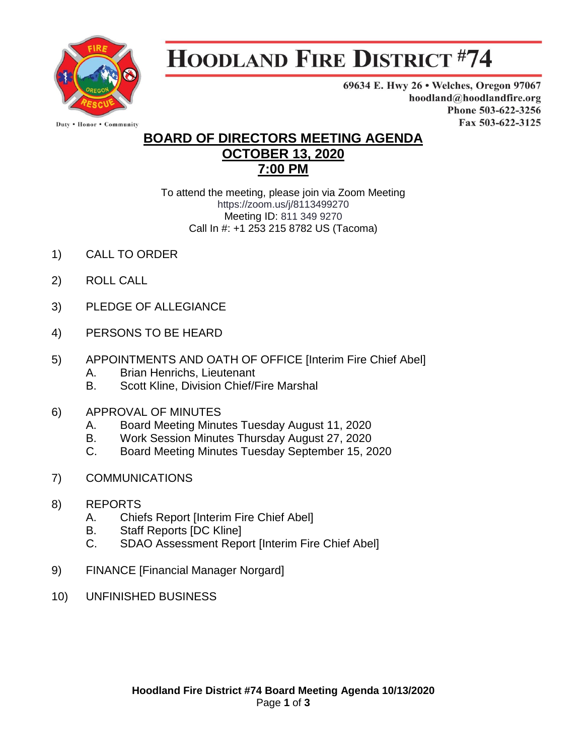# HOODLAND FIRE DISTRICT #74

Duty • Honor • Community

69634 E. Hwy 26 • Welches, Oregon 97067
hoodland@hoodlandfire.org
Phone 503-622-3256
Fax 503-622-3125

## BOARD OF DIRECTORS MEETING AGENDA
## OCTOBER 13, 2020
## 7:00 PM

To attend the meeting, please join via Zoom Meeting
https://zoom.us/j/8113499270
Meeting ID: 811 349 9270
Call In #: +1 253 215 8782 US (Tacoma)

1) CALL TO ORDER

2) ROLL CALL

3) PLEDGE OF ALLEGIANCE

4) PERSONS TO BE HEARD

5) APPOINTMENTS AND OATH OF OFFICE [Interim Fire Chief Abel]
   - A. Brian Henrichs, Lieutenant
   - B. Scott Kline, Division Chief/Fire Marshal

6) APPROVAL OF MINUTES
   - A. Board Meeting Minutes Tuesday August 11, 2020
   - B. Work Session Minutes Thursday August 27, 2020
   - C. Board Meeting Minutes Tuesday September 15, 2020

7) COMMUNICATIONS

8) REPORTS
   - A. Chiefs Report [Interim Fire Chief Abel]
   - B. Staff Reports [DC Kline]
   - C. SDAO Assessment Report [Interim Fire Chief Abel]

9) FINANCE [Financial Manager Norgard]

10) UNFINISHED BUSINESS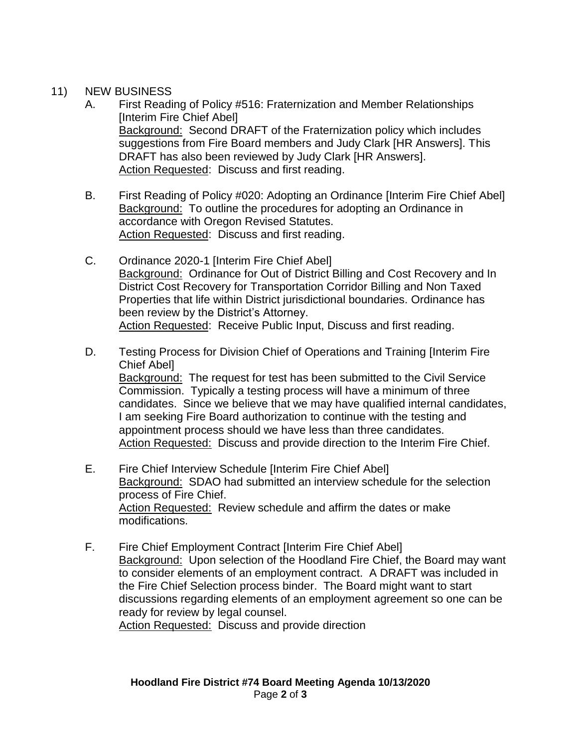11) NEW BUSINESS

A. First Reading of Policy #516: Fraternization and Member Relationships [Interim Fire Chief Abel]
   Background: Second DRAFT of the Fraternization policy which includes suggestions from Fire Board members and Judy Clark [HR Answers]. This DRAFT has also been reviewed by Judy Clark [HR Answers].
   Action Requested: Discuss and first reading.

B. First Reading of Policy #020: Adopting an Ordinance [Interim Fire Chief Abel]
   Background: To outline the procedures for adopting an Ordinance in accordance with Oregon Revised Statutes.
   Action Requested: Discuss and first reading.

C. Ordinance 2020-1 [Interim Fire Chief Abel]
   Background: Ordinance for Out of District Billing and Cost Recovery and In District Cost Recovery for Transportation Corridor Billing and Non Taxed Properties that life within District jurisdictional boundaries. Ordinance has been review by the District's Attorney.
   Action Requested: Receive Public Input, Discuss and first reading.

D. Testing Process for Division Chief of Operations and Training [Interim Fire Chief Abel]
   Background: The request for test has been submitted to the Civil Service Commission. Typically a testing process will have a minimum of three candidates. Since we believe that we may have qualified internal candidates, I am seeking Fire Board authorization to continue with the testing and appointment process should we have less than three candidates.
   Action Requested: Discuss and provide direction to the Interim Fire Chief.

E. Fire Chief Interview Schedule [Interim Fire Chief Abel]
   Background: SDAO had submitted an interview schedule for the selection process of Fire Chief.
   Action Requested: Review schedule and affirm the dates or make modifications.

F. Fire Chief Employment Contract [Interim Fire Chief Abel]
   Background: Upon selection of the Hoodland Fire Chief, the Board may want to consider elements of an employment contract. A DRAFT was included in the Fire Chief Selection process binder. The Board might want to start discussions regarding elements of an employment agreement so one can be ready for review by legal counsel.
   Action Requested: Discuss and provide direction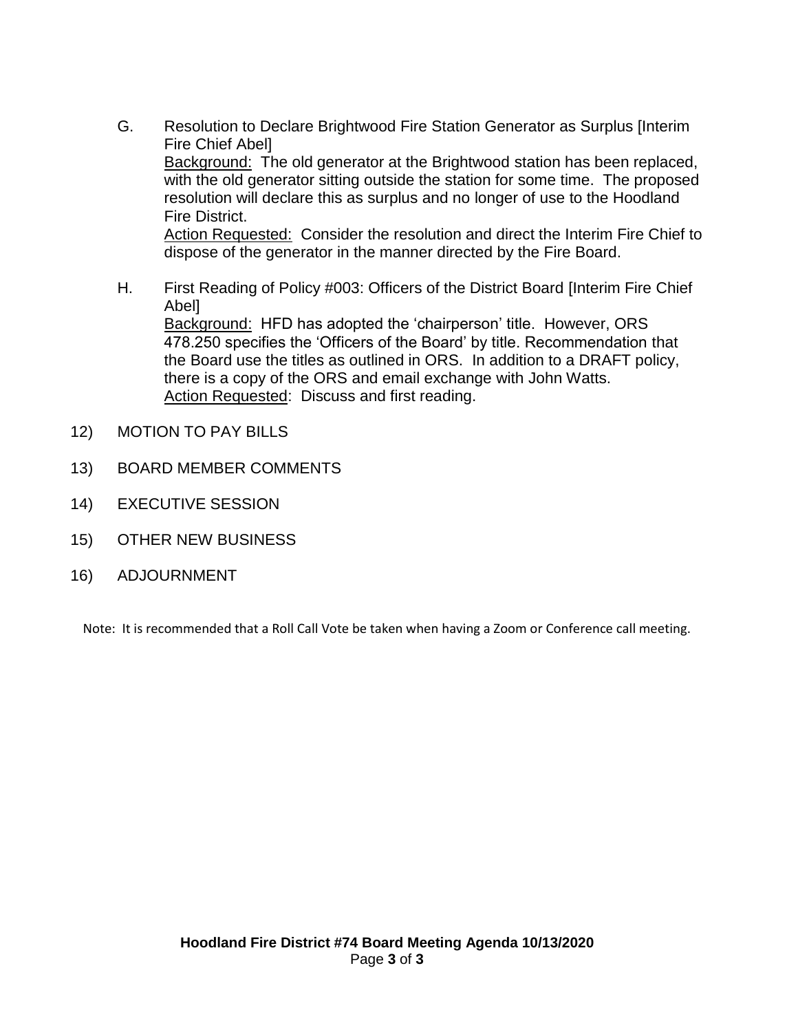G. Resolution to Declare Brightwood Fire Station Generator as Surplus [Interim Fire Chief Abel]

   Background: The old generator at the Brightwood station has been replaced, with the old generator sitting outside the station for some time. The proposed resolution will declare this as surplus and no longer of use to the Hoodland Fire District.

   Action Requested: Consider the resolution and direct the Interim Fire Chief to dispose of the generator in the manner directed by the Fire Board.

H. First Reading of Policy #003: Officers of the District Board [Interim Fire Chief Abel]

   Background: HFD has adopted the 'chairperson' title. However, ORS 478.250 specifies the 'Officers of the Board' by title. Recommendation that the Board use the titles as outlined in ORS. In addition to a DRAFT policy, there is a copy of the ORS and email exchange with John Watts.

   Action Requested: Discuss and first reading.

12) MOTION TO PAY BILLS

13) BOARD MEMBER COMMENTS

14) EXECUTIVE SESSION

15) OTHER NEW BUSINESS

16) ADJOURNMENT

Note: It is recommended that a Roll Call Vote be taken when having a Zoom or Conference call meeting.